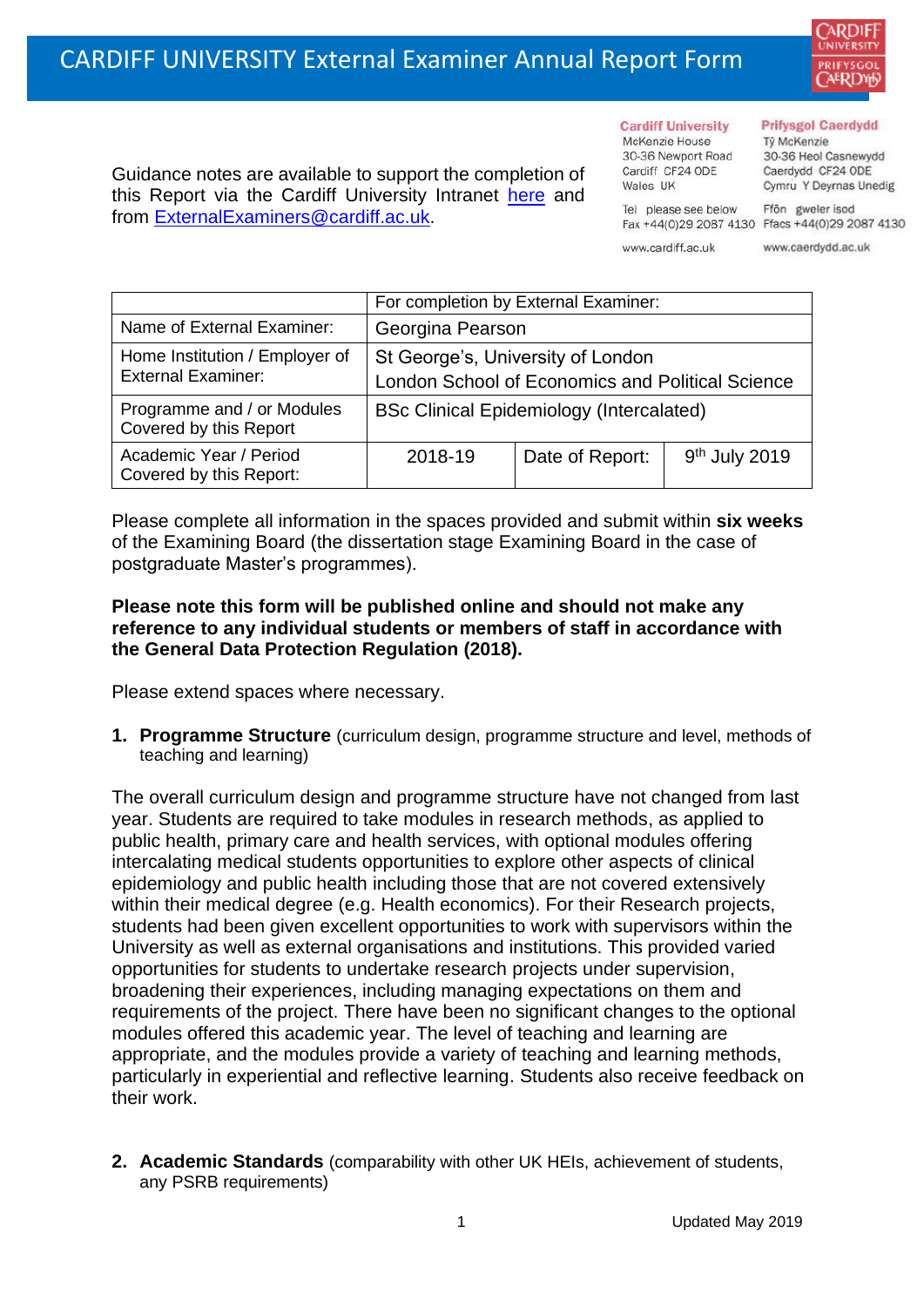# CARDIFF UNIVERSITY External Examiner Annual Report Form

Guidance notes are available to support the completion of this Report via the Cardiff University Intranet here and from ExternalExaminers@cardiff.ac.uk.

**Cardiff University**
McKenzie House
30-36 Newport Road
Cardiff CF24 0DE
Wales UK

Tel please see below
Fax +44(0)29 2087 4130

www.cardiff.ac.uk

**Prifysgol Caerdydd**
Tŷ McKenzie
30-36 Heol Casnewydd
Caerdydd CF24 0DE
Cymru Y Deyrnas Unedig

Ffôn gweler isod
Ffacs +44(0)29 2087 4130

www.caerdydd.ac.uk

| | For completion by External Examiner: | | |
|---|---|---|---|
| Name of External Examiner: | Georgina Pearson | | |
| Home Institution / Employer of External Examiner: | St George's, University of London<br>London School of Economics and Political Science | | |
| Programme and / or Modules Covered by this Report | BSc Clinical Epidemiology (Intercalated) | | |
| Academic Year / Period Covered by this Report: | 2018-19 | Date of Report: | 9th July 2019 |

Please complete all information in the spaces provided and submit within **six weeks** of the Examining Board (the dissertation stage Examining Board in the case of postgraduate Master's programmes).

**Please note this form will be published online and should not make any reference to any individual students or members of staff in accordance with the General Data Protection Regulation (2018).**

Please extend spaces where necessary.

1. **Programme Structure** (curriculum design, programme structure and level, methods of teaching and learning)

The overall curriculum design and programme structure have not changed from last year. Students are required to take modules in research methods, as applied to public health, primary care and health services, with optional modules offering intercalating medical students opportunities to explore other aspects of clinical epidemiology and public health including those that are not covered extensively within their medical degree (e.g. Health economics). For their Research projects, students had been given excellent opportunities to work with supervisors within the University as well as external organisations and institutions. This provided varied opportunities for students to undertake research projects under supervision, broadening their experiences, including managing expectations on them and requirements of the project. There have been no significant changes to the optional modules offered this academic year. The level of teaching and learning are appropriate, and the modules provide a variety of teaching and learning methods, particularly in experiential and reflective learning. Students also receive feedback on their work.

2. **Academic Standards** (comparability with other UK HEIs, achievement of students, any PSRB requirements)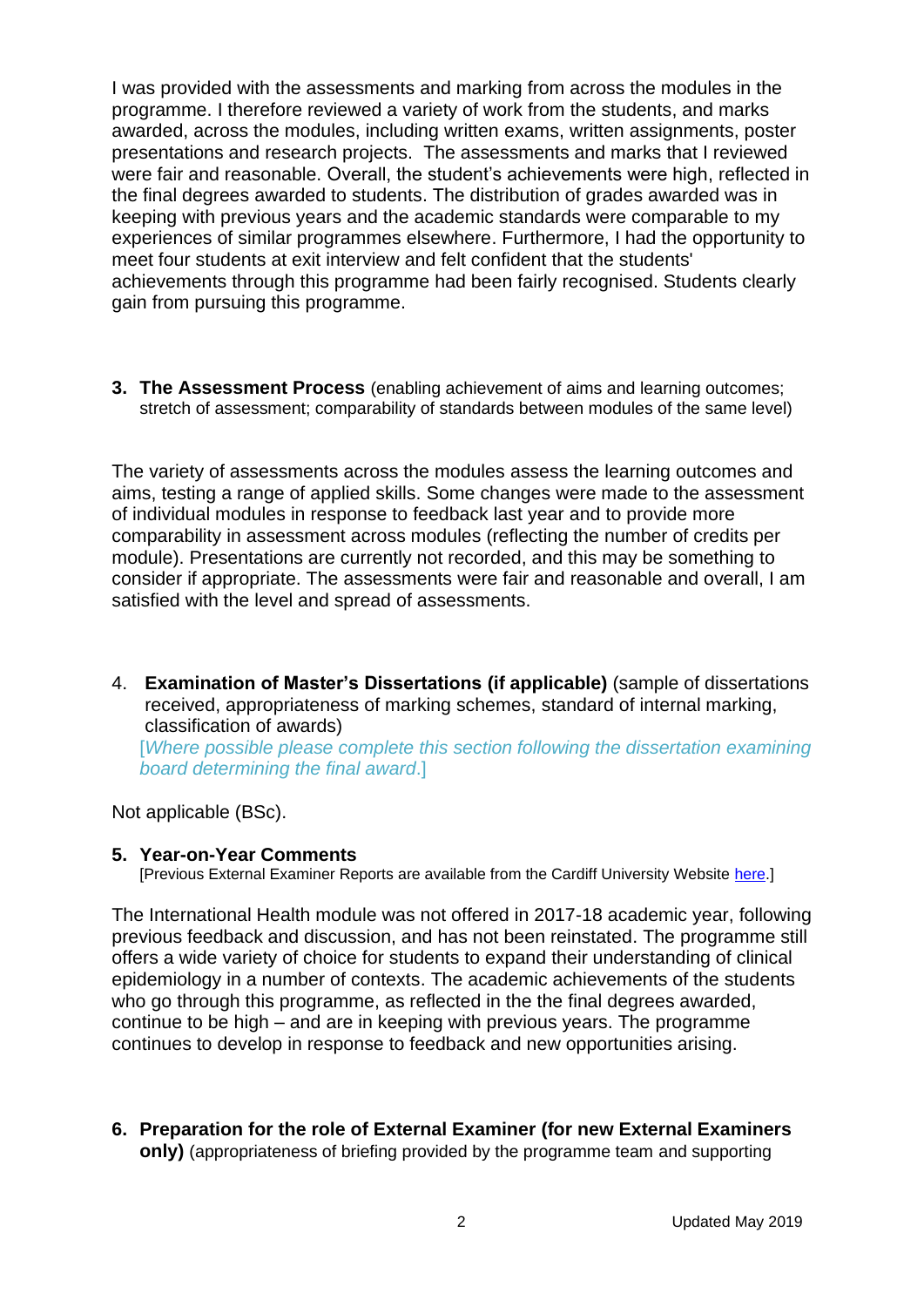I was provided with the assessments and marking from across the modules in the programme. I therefore reviewed a variety of work from the students, and marks awarded, across the modules, including written exams, written assignments, poster presentations and research projects. The assessments and marks that I reviewed were fair and reasonable. Overall, the student's achievements were high, reflected in the final degrees awarded to students. The distribution of grades awarded was in keeping with previous years and the academic standards were comparable to my experiences of similar programmes elsewhere. Furthermore, I had the opportunity to meet four students at exit interview and felt confident that the students' achievements through this programme had been fairly recognised. Students clearly gain from pursuing this programme.

**3. The Assessment Process** (enabling achievement of aims and learning outcomes; stretch of assessment; comparability of standards between modules of the same level)

The variety of assessments across the modules assess the learning outcomes and aims, testing a range of applied skills. Some changes were made to the assessment of individual modules in response to feedback last year and to provide more comparability in assessment across modules (reflecting the number of credits per module). Presentations are currently not recorded, and this may be something to consider if appropriate. The assessments were fair and reasonable and overall, I am satisfied with the level and spread of assessments.

4. **Examination of Master's Dissertations (if applicable)** (sample of dissertations received, appropriateness of marking schemes, standard of internal marking, classification of awards)
[*Where possible please complete this section following the dissertation examining board determining the final award*.]

Not applicable (BSc).

**5. Year-on-Year Comments**
[Previous External Examiner Reports are available from the Cardiff University Website here.]

The International Health module was not offered in 2017-18 academic year, following previous feedback and discussion, and has not been reinstated. The programme still offers a wide variety of choice for students to expand their understanding of clinical epidemiology in a number of contexts. The academic achievements of the students who go through this programme, as reflected in the the final degrees awarded, continue to be high – and are in keeping with previous years. The programme continues to develop in response to feedback and new opportunities arising.

**6. Preparation for the role of External Examiner (for new External Examiners only)** (appropriateness of briefing provided by the programme team and supporting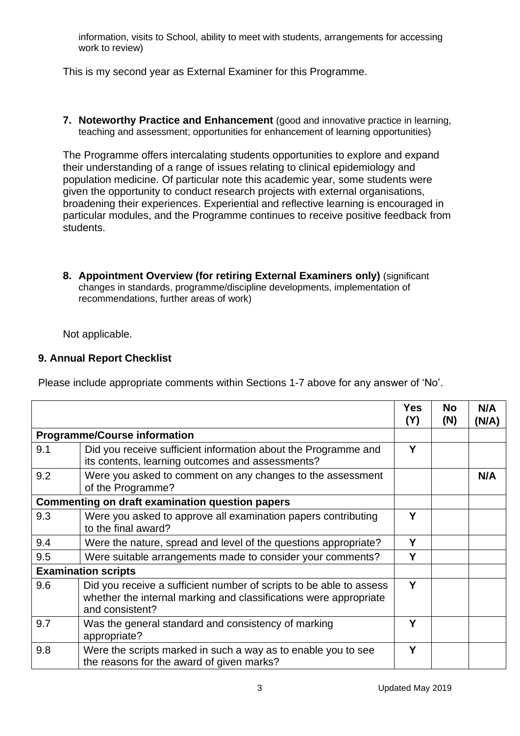information, visits to School, ability to meet with students, arrangements for accessing work to review)

This is my second year as External Examiner for this Programme.

**7. Noteworthy Practice and Enhancement** (good and innovative practice in learning, teaching and assessment; opportunities for enhancement of learning opportunities)

The Programme offers intercalating students opportunities to explore and expand their understanding of a range of issues relating to clinical epidemiology and population medicine. Of particular note this academic year, some students were given the opportunity to conduct research projects with external organisations, broadening their experiences. Experiential and reflective learning is encouraged in particular modules, and the Programme continues to receive positive feedback from students.

**8. Appointment Overview (for retiring External Examiners only)** (significant changes in standards, programme/discipline developments, implementation of recommendations, further areas of work)

Not applicable.

## 9. Annual Report Checklist

Please include appropriate comments within Sections 1-7 above for any answer of 'No'.

| | | Yes (Y) | No (N) | N/A (N/A) |
|---|---|---|---|---|
| **Programme/Course information** | | | | |
| 9.1 | Did you receive sufficient information about the Programme and its contents, learning outcomes and assessments? | **Y** | | |
| 9.2 | Were you asked to comment on any changes to the assessment of the Programme? | | | **N/A** |
| **Commenting on draft examination question papers** | | | | |
| 9.3 | Were you asked to approve all examination papers contributing to the final award? | **Y** | | |
| 9.4 | Were the nature, spread and level of the questions appropriate? | **Y** | | |
| 9.5 | Were suitable arrangements made to consider your comments? | **Y** | | |
| **Examination scripts** | | | | |
| 9.6 | Did you receive a sufficient number of scripts to be able to assess whether the internal marking and classifications were appropriate and consistent? | **Y** | | |
| 9.7 | Was the general standard and consistency of marking appropriate? | **Y** | | |
| 9.8 | Were the scripts marked in such a way as to enable you to see the reasons for the award of given marks? | **Y** | | |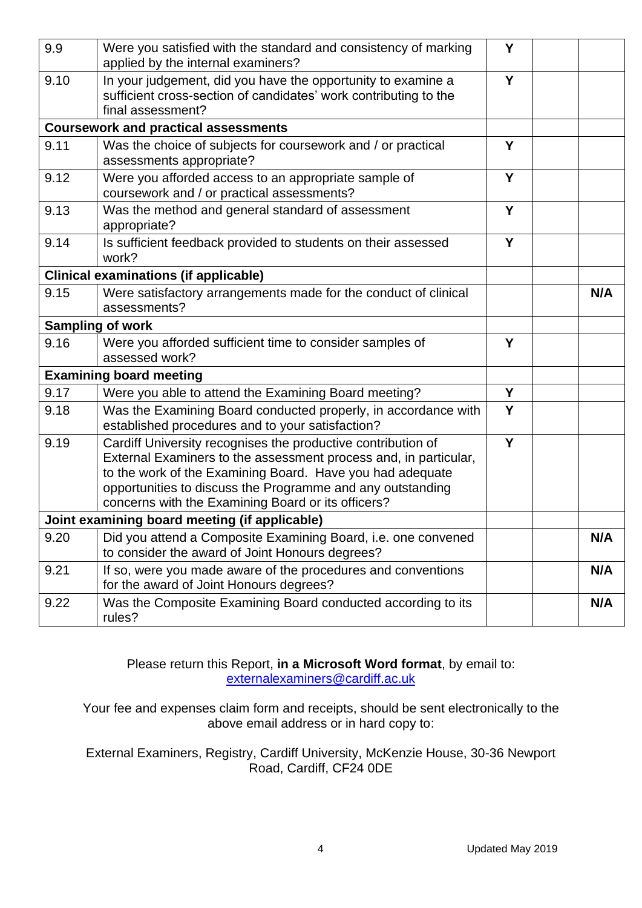| | | | | |
|---|---|---|---|---|
| 9.9 | Were you satisfied with the standard and consistency of marking applied by the internal examiners? | **Y** | | |
| 9.10 | In your judgement, did you have the opportunity to examine a sufficient cross-section of candidates' work contributing to the final assessment? | **Y** | | |
| **Coursework and practical assessments** | | | | |
| 9.11 | Was the choice of subjects for coursework and / or practical assessments appropriate? | **Y** | | |
| 9.12 | Were you afforded access to an appropriate sample of coursework and / or practical assessments? | **Y** | | |
| 9.13 | Was the method and general standard of assessment appropriate? | **Y** | | |
| 9.14 | Is sufficient feedback provided to students on their assessed work? | **Y** | | |
| **Clinical examinations (if applicable)** | | | | |
| 9.15 | Were satisfactory arrangements made for the conduct of clinical assessments? | | | **N/A** |
| **Sampling of work** | | | | |
| 9.16 | Were you afforded sufficient time to consider samples of assessed work? | **Y** | | |
| **Examining board meeting** | | | | |
| 9.17 | Were you able to attend the Examining Board meeting? | **Y** | | |
| 9.18 | Was the Examining Board conducted properly, in accordance with established procedures and to your satisfaction? | **Y** | | |
| 9.19 | Cardiff University recognises the productive contribution of External Examiners to the assessment process and, in particular, to the work of the Examining Board. Have you had adequate opportunities to discuss the Programme and any outstanding concerns with the Examining Board or its officers? | **Y** | | |
| **Joint examining board meeting (if applicable)** | | | | |
| 9.20 | Did you attend a Composite Examining Board, i.e. one convened to consider the award of Joint Honours degrees? | | | **N/A** |
| 9.21 | If so, were you made aware of the procedures and conventions for the award of Joint Honours degrees? | | | **N/A** |
| 9.22 | Was the Composite Examining Board conducted according to its rules? | | | **N/A** |

Please return this Report, **in a Microsoft Word format**, by email to: externalexaminers@cardiff.ac.uk

Your fee and expenses claim form and receipts, should be sent electronically to the above email address or in hard copy to:

External Examiners, Registry, Cardiff University, McKenzie House, 30-36 Newport Road, Cardiff, CF24 0DE

Updated May 2019